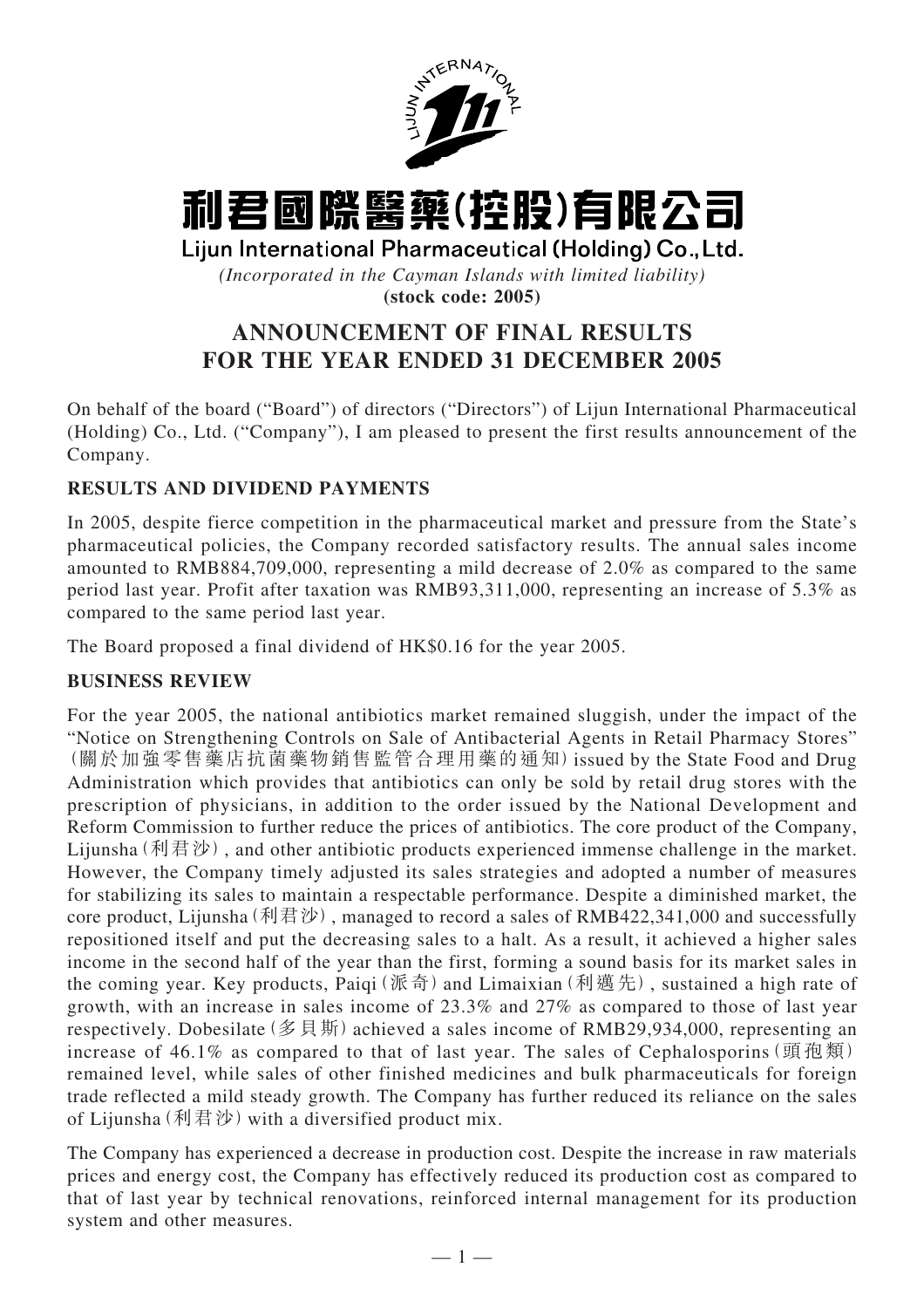# 利君國際醫藥(控股)有限公司

**Lijun International Pharmaceutical (Holding) Co., Ltd.**

*(Incorporated in the Cayman Islands with limited liability)*

**(stock code: 2005)**

## ANNOUNCEMENT OF FINAL RESULTS FOR THE YEAR ENDED 31 DECEMBER 2005

On behalf of the board ("Board") of directors ("Directors") of Lijun International Pharmaceutical (Holding) Co., Ltd. ("Company"), I am pleased to present the first results announcement of the Company.

### RESULTS AND DIVIDEND PAYMENTS

In 2005, despite fierce competition in the pharmaceutical market and pressure from the State's pharmaceutical policies, the Company recorded satisfactory results. The annual sales income amounted to RMB884,709,000, representing a mild decrease of 2.0% as compared to the same period last year. Profit after taxation was RMB93,311,000, representing an increase of 5.3% as compared to the same period last year.

The Board proposed a final dividend of HK$0.16 for the year 2005.

### BUSINESS REVIEW

For the year 2005, the national antibiotics market remained sluggish, under the impact of the "Notice on Strengthening Controls on Sale of Antibacterial Agents in Retail Pharmacy Stores" (關於加強零售藥店抗菌藥物銷售監管合理用藥的通知) issued by the State Food and Drug Administration which provides that antibiotics can only be sold by retail drug stores with the prescription of physicians, in addition to the order issued by the National Development and Reform Commission to further reduce the prices of antibiotics. The core product of the Company, Lijunsha (利君沙), and other antibiotic products experienced immense challenge in the market. However, the Company timely adjusted its sales strategies and adopted a number of measures for stabilizing its sales to maintain a respectable performance. Despite a diminished market, the core product, Lijunsha (利君沙), managed to record a sales of RMB422,341,000 and successfully repositioned itself and put the decreasing sales to a halt. As a result, it achieved a higher sales income in the second half of the year than the first, forming a sound basis for its market sales in the coming year. Key products, Paiqi (派奇) and Limaixian (利邁先), sustained a high rate of growth, with an increase in sales income of 23.3% and 27% as compared to those of last year respectively. Dobesilate (多貝斯) achieved a sales income of RMB29,934,000, representing an increase of 46.1% as compared to that of last year. The sales of Cephalosporins (頭孢類) remained level, while sales of other finished medicines and bulk pharmaceuticals for foreign trade reflected a mild steady growth. The Company has further reduced its reliance on the sales of Lijunsha (利君沙) with a diversified product mix.

The Company has experienced a decrease in production cost. Despite the increase in raw materials prices and energy cost, the Company has effectively reduced its production cost as compared to that of last year by technical renovations, reinforced internal management for its production system and other measures.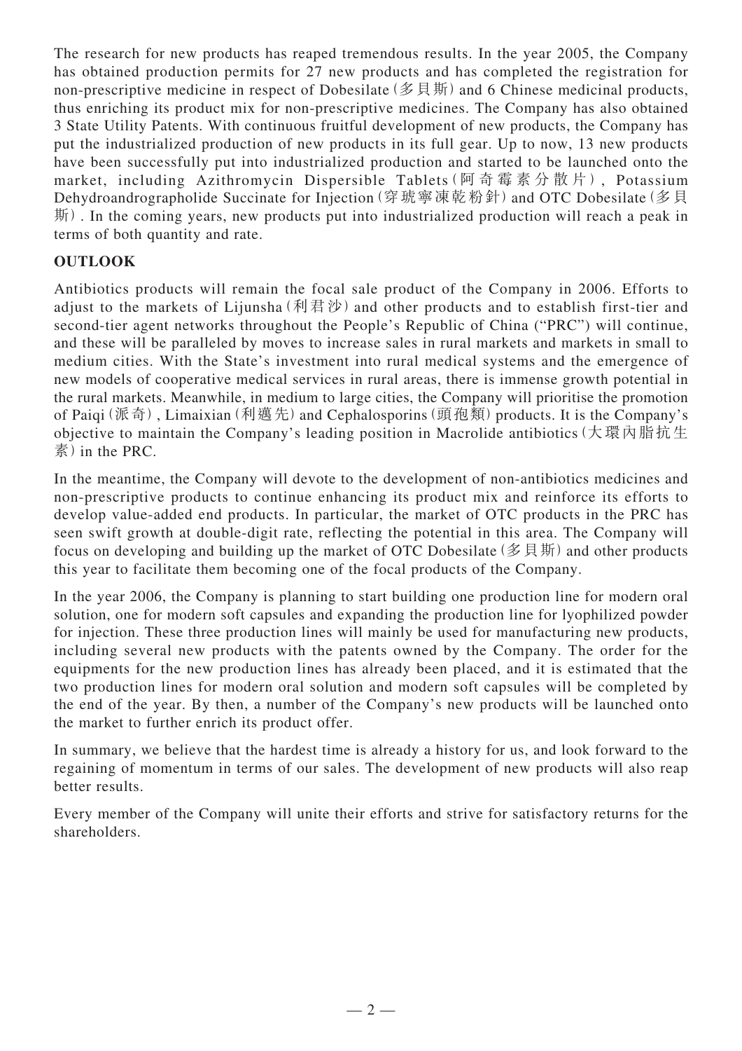The research for new products has reaped tremendous results. In the year 2005, the Company has obtained production permits for 27 new products and has completed the registration for non-prescriptive medicine in respect of Dobesilate (多貝斯) and 6 Chinese medicinal products, thus enriching its product mix for non-prescriptive medicines. The Company has also obtained 3 State Utility Patents. With continuous fruitful development of new products, the Company has put the industrialized production of new products in its full gear. Up to now, 13 new products have been successfully put into industrialized production and started to be launched onto the market, including Azithromycin Dispersible Tablets (阿奇霉素分散片), Potassium Dehydroandrographolide Succinate for Injection (穿琥寧凍乾粉針) and OTC Dobesilate (多貝斯). In the coming years, new products put into industrialized production will reach a peak in terms of both quantity and rate.

## OUTLOOK

Antibiotics products will remain the focal sale product of the Company in 2006. Efforts to adjust to the markets of Lijunsha (利君沙) and other products and to establish first-tier and second-tier agent networks throughout the People's Republic of China ("PRC") will continue, and these will be paralleled by moves to increase sales in rural markets and markets in small to medium cities. With the State's investment into rural medical systems and the emergence of new models of cooperative medical services in rural areas, there is immense growth potential in the rural markets. Meanwhile, in medium to large cities, the Company will prioritise the promotion of Paiqi (派奇), Limaixian (利邁先) and Cephalosporins (頭孢類) products. It is the Company's objective to maintain the Company's leading position in Macrolide antibiotics (大環內脂抗生素) in the PRC.

In the meantime, the Company will devote to the development of non-antibiotics medicines and non-prescriptive products to continue enhancing its product mix and reinforce its efforts to develop value-added end products. In particular, the market of OTC products in the PRC has seen swift growth at double-digit rate, reflecting the potential in this area. The Company will focus on developing and building up the market of OTC Dobesilate (多貝斯) and other products this year to facilitate them becoming one of the focal products of the Company.

In the year 2006, the Company is planning to start building one production line for modern oral solution, one for modern soft capsules and expanding the production line for lyophilized powder for injection. These three production lines will mainly be used for manufacturing new products, including several new products with the patents owned by the Company. The order for the equipments for the new production lines has already been placed, and it is estimated that the two production lines for modern oral solution and modern soft capsules will be completed by the end of the year. By then, a number of the Company's new products will be launched onto the market to further enrich its product offer.

In summary, we believe that the hardest time is already a history for us, and look forward to the regaining of momentum in terms of our sales. The development of new products will also reap better results.

Every member of the Company will unite their efforts and strive for satisfactory returns for the shareholders.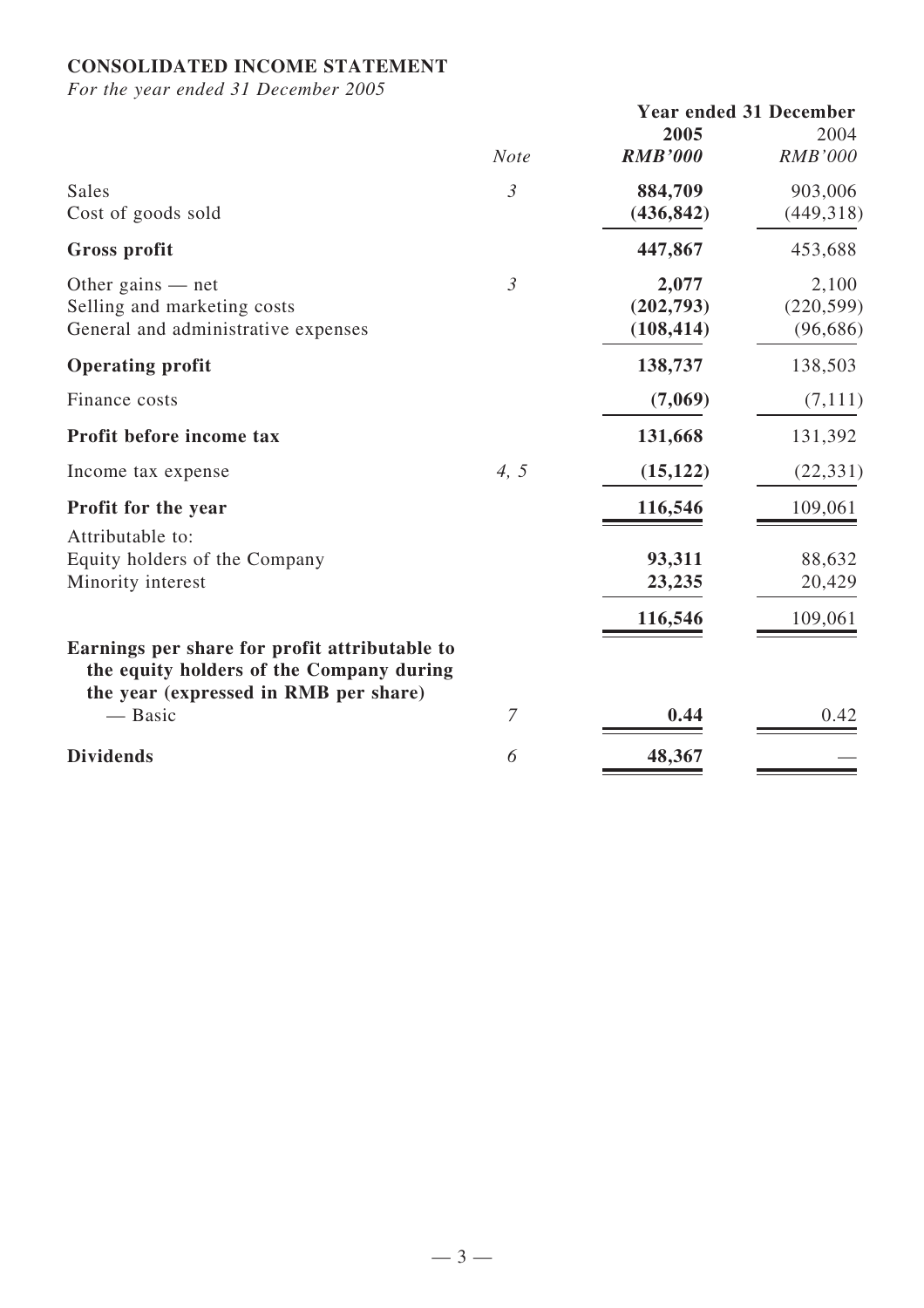**CONSOLIDATED INCOME STATEMENT**

*For the year ended 31 December 2005*

| | Note | Year ended 31 December 2005 RMB'000 | 2004 RMB'000 |
|---|---|---|---|
| Sales | 3 | **884,709** | 903,006 |
| Cost of goods sold | | **(436,842)** | (449,318) |
| **Gross profit** | | **447,867** | 453,688 |
| Other gains — net | 3 | **2,077** | 2,100 |
| Selling and marketing costs | | **(202,793)** | (220,599) |
| General and administrative expenses | | **(108,414)** | (96,686) |
| **Operating profit** | | **138,737** | 138,503 |
| Finance costs | | **(7,069)** | (7,111) |
| **Profit before income tax** | | **131,668** | 131,392 |
| Income tax expense | 4, 5 | **(15,122)** | (22,331) |
| **Profit for the year** | | **116,546** | 109,061 |
| Attributable to: | | | |
| Equity holders of the Company | | **93,311** | 88,632 |
| Minority interest | | **23,235** | 20,429 |
| | | **116,546** | 109,061 |
| **Earnings per share for profit attributable to the equity holders of the Company during the year (expressed in RMB per share)** | | | |
| — Basic | 7 | **0.44** | 0.42 |
| **Dividends** | 6 | **48,367** | — |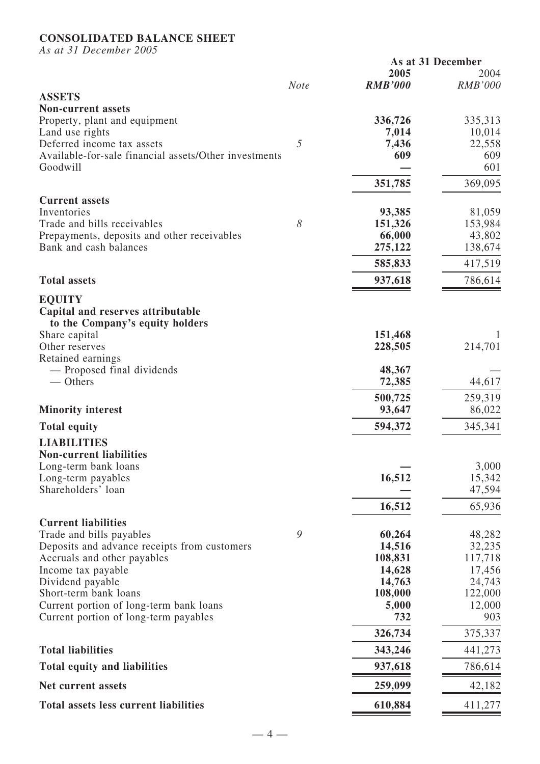**CONSOLIDATED BALANCE SHEET**

*As at 31 December 2005*

| | *Note* | **As at 31 December** **2005** ***RMB'000*** | 2004 *RMB'000* |
|---|---|---|---|
| **ASSETS** | | | |
| **Non-current assets** | | | |
| Property, plant and equipment | | **336,726** | 335,313 |
| Land use rights | | **7,014** | 10,014 |
| Deferred income tax assets | 5 | **7,436** | 22,558 |
| Available-for-sale financial assets/Other investments | | **609** | 609 |
| Goodwill | | **—** | 601 |
| | | **351,785** | 369,095 |
| **Current assets** | | | |
| Inventories | | **93,385** | 81,059 |
| Trade and bills receivables | 8 | **151,326** | 153,984 |
| Prepayments, deposits and other receivables | | **66,000** | 43,802 |
| Bank and cash balances | | **275,122** | 138,674 |
| | | **585,833** | 417,519 |
| **Total assets** | | **937,618** | 786,614 |
| **EQUITY** | | | |
| **Capital and reserves attributable to the Company's equity holders** | | | |
| Share capital | | **151,468** | 1 |
| Other reserves | | **228,505** | 214,701 |
| Retained earnings | | | |
| — Proposed final dividends | | **48,367** | — |
| — Others | | **72,385** | 44,617 |
| | | **500,725** | 259,319 |
| **Minority interest** | | **93,647** | 86,022 |
| **Total equity** | | **594,372** | 345,341 |
| **LIABILITIES** | | | |
| **Non-current liabilities** | | | |
| Long-term bank loans | | **—** | 3,000 |
| Long-term payables | | **16,512** | 15,342 |
| Shareholders' loan | | **—** | 47,594 |
| | | **16,512** | 65,936 |
| **Current liabilities** | | | |
| Trade and bills payables | 9 | **60,264** | 48,282 |
| Deposits and advance receipts from customers | | **14,516** | 32,235 |
| Accruals and other payables | | **108,831** | 117,718 |
| Income tax payable | | **14,628** | 17,456 |
| Dividend payable | | **14,763** | 24,743 |
| Short-term bank loans | | **108,000** | 122,000 |
| Current portion of long-term bank loans | | **5,000** | 12,000 |
| Current portion of long-term payables | | **732** | 903 |
| | | **326,734** | 375,337 |
| **Total liabilities** | | **343,246** | 441,273 |
| **Total equity and liabilities** | | **937,618** | 786,614 |
| **Net current assets** | | **259,099** | 42,182 |
| **Total assets less current liabilities** | | **610,884** | 411,277 |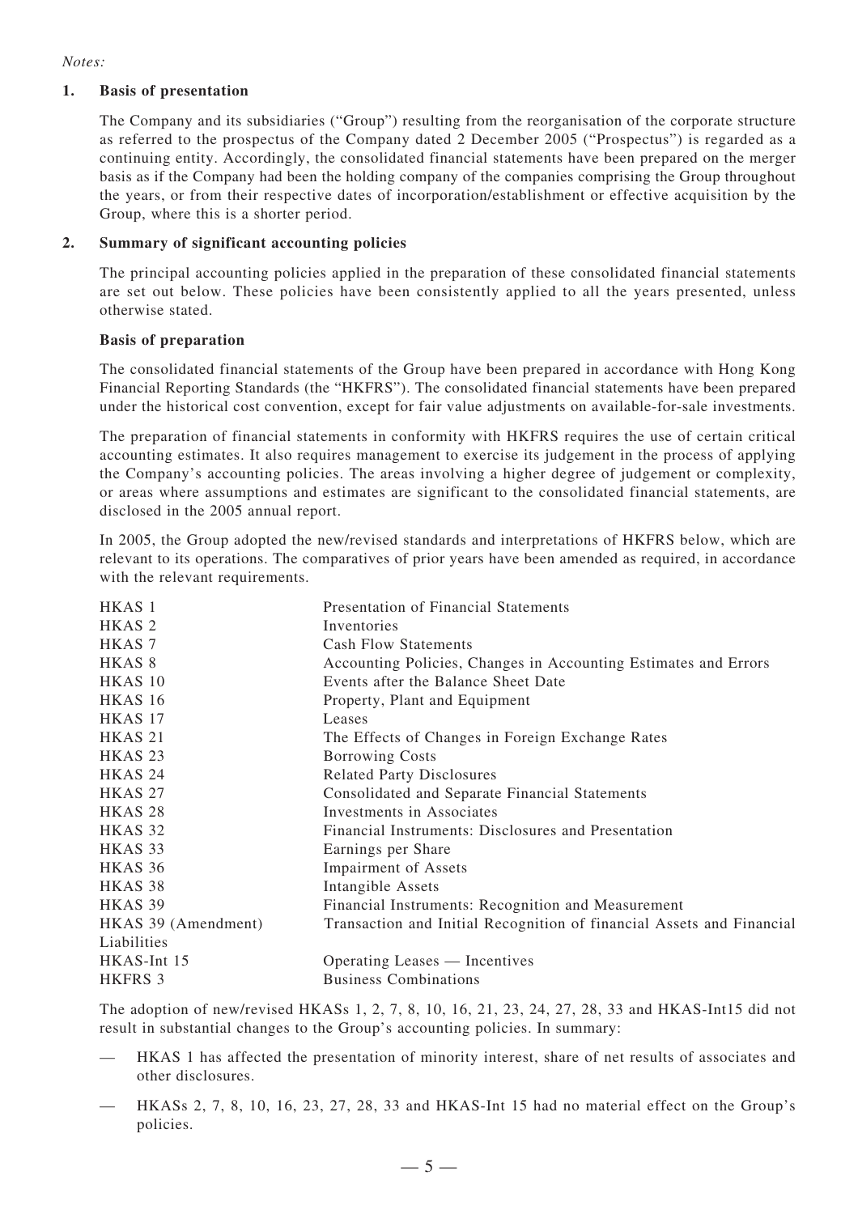*Notes:*

## 1. Basis of presentation

The Company and its subsidiaries ("Group") resulting from the reorganisation of the corporate structure as referred to the prospectus of the Company dated 2 December 2005 ("Prospectus") is regarded as a continuing entity. Accordingly, the consolidated financial statements have been prepared on the merger basis as if the Company had been the holding company of the companies comprising the Group throughout the years, or from their respective dates of incorporation/establishment or effective acquisition by the Group, where this is a shorter period.

## 2. Summary of significant accounting policies

The principal accounting policies applied in the preparation of these consolidated financial statements are set out below. These policies have been consistently applied to all the years presented, unless otherwise stated.

### Basis of preparation

The consolidated financial statements of the Group have been prepared in accordance with Hong Kong Financial Reporting Standards (the "HKFRS"). The consolidated financial statements have been prepared under the historical cost convention, except for fair value adjustments on available-for-sale investments.

The preparation of financial statements in conformity with HKFRS requires the use of certain critical accounting estimates. It also requires management to exercise its judgement in the process of applying the Company's accounting policies. The areas involving a higher degree of judgement or complexity, or areas where assumptions and estimates are significant to the consolidated financial statements, are disclosed in the 2005 annual report.

In 2005, the Group adopted the new/revised standards and interpretations of HKFRS below, which are relevant to its operations. The comparatives of prior years have been amended as required, in accordance with the relevant requirements.

| | |
|---|---|
| HKAS 1 | Presentation of Financial Statements |
| HKAS 2 | Inventories |
| HKAS 7 | Cash Flow Statements |
| HKAS 8 | Accounting Policies, Changes in Accounting Estimates and Errors |
| HKAS 10 | Events after the Balance Sheet Date |
| HKAS 16 | Property, Plant and Equipment |
| HKAS 17 | Leases |
| HKAS 21 | The Effects of Changes in Foreign Exchange Rates |
| HKAS 23 | Borrowing Costs |
| HKAS 24 | Related Party Disclosures |
| HKAS 27 | Consolidated and Separate Financial Statements |
| HKAS 28 | Investments in Associates |
| HKAS 32 | Financial Instruments: Disclosures and Presentation |
| HKAS 33 | Earnings per Share |
| HKAS 36 | Impairment of Assets |
| HKAS 38 | Intangible Assets |
| HKAS 39 | Financial Instruments: Recognition and Measurement |
| HKAS 39 (Amendment) | Transaction and Initial Recognition of financial Assets and Financial Liabilities |
| HKAS-Int 15 | Operating Leases — Incentives |
| HKFRS 3 | Business Combinations |

The adoption of new/revised HKASs 1, 2, 7, 8, 10, 16, 21, 23, 24, 27, 28, 33 and HKAS-Int15 did not result in substantial changes to the Group's accounting policies. In summary:

- HKAS 1 has affected the presentation of minority interest, share of net results of associates and other disclosures.
- HKASs 2, 7, 8, 10, 16, 23, 27, 28, 33 and HKAS-Int 15 had no material effect on the Group's policies.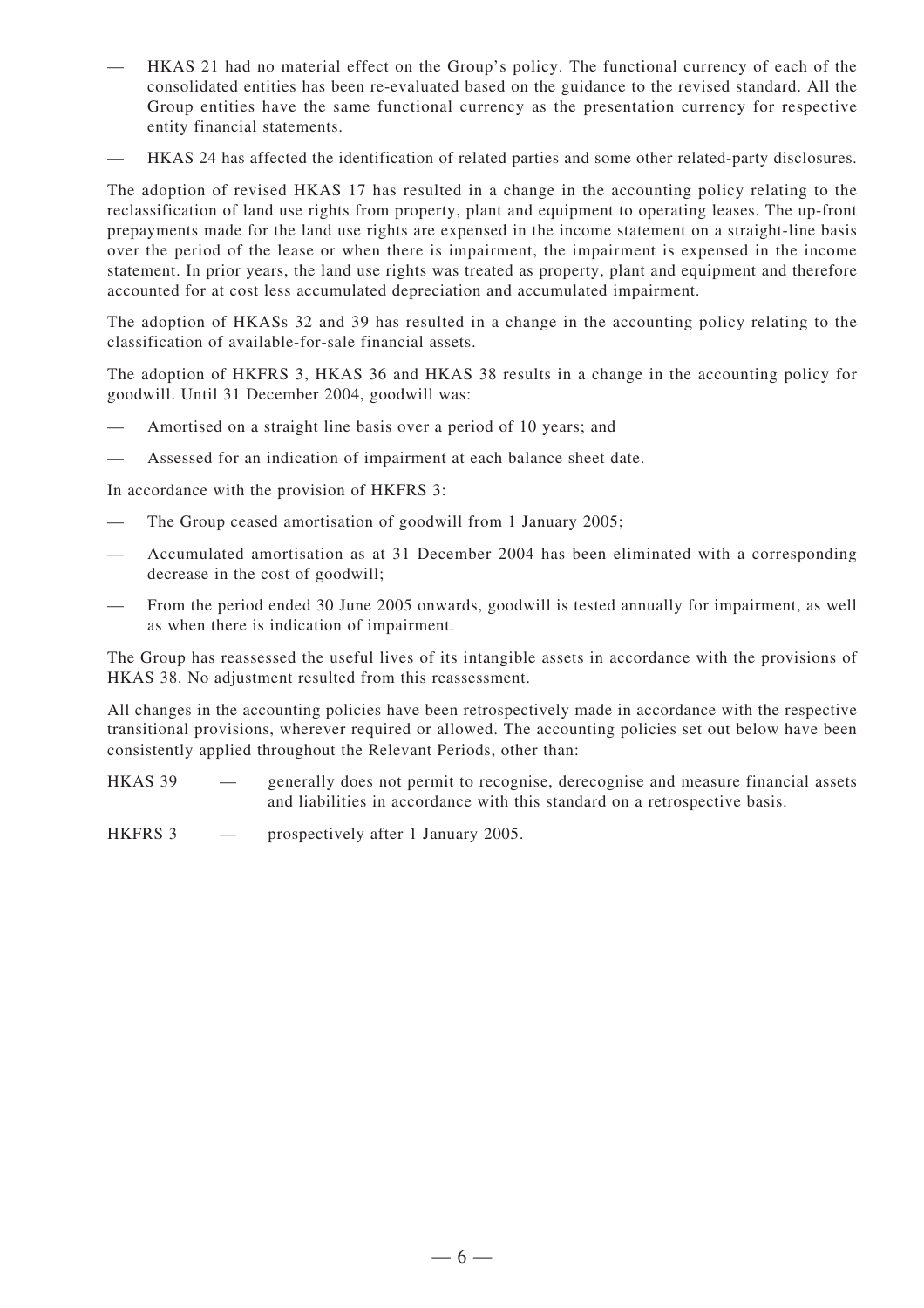— HKAS 21 had no material effect on the Group's policy. The functional currency of each of the consolidated entities has been re-evaluated based on the guidance to the revised standard. All the Group entities have the same functional currency as the presentation currency for respective entity financial statements.

— HKAS 24 has affected the identification of related parties and some other related-party disclosures.

The adoption of revised HKAS 17 has resulted in a change in the accounting policy relating to the reclassification of land use rights from property, plant and equipment to operating leases. The up-front prepayments made for the land use rights are expensed in the income statement on a straight-line basis over the period of the lease or when there is impairment, the impairment is expensed in the income statement. In prior years, the land use rights was treated as property, plant and equipment and therefore accounted for at cost less accumulated depreciation and accumulated impairment.

The adoption of HKASs 32 and 39 has resulted in a change in the accounting policy relating to the classification of available-for-sale financial assets.

The adoption of HKFRS 3, HKAS 36 and HKAS 38 results in a change in the accounting policy for goodwill. Until 31 December 2004, goodwill was:

— Amortised on a straight line basis over a period of 10 years; and

— Assessed for an indication of impairment at each balance sheet date.

In accordance with the provision of HKFRS 3:

— The Group ceased amortisation of goodwill from 1 January 2005;

— Accumulated amortisation as at 31 December 2004 has been eliminated with a corresponding decrease in the cost of goodwill;

— From the period ended 30 June 2005 onwards, goodwill is tested annually for impairment, as well as when there is indication of impairment.

The Group has reassessed the useful lives of its intangible assets in accordance with the provisions of HKAS 38. No adjustment resulted from this reassessment.

All changes in the accounting policies have been retrospectively made in accordance with the respective transitional provisions, wherever required or allowed. The accounting policies set out below have been consistently applied throughout the Relevant Periods, other than:

HKAS 39 — generally does not permit to recognise, derecognise and measure financial assets and liabilities in accordance with this standard on a retrospective basis.

HKFRS 3 — prospectively after 1 January 2005.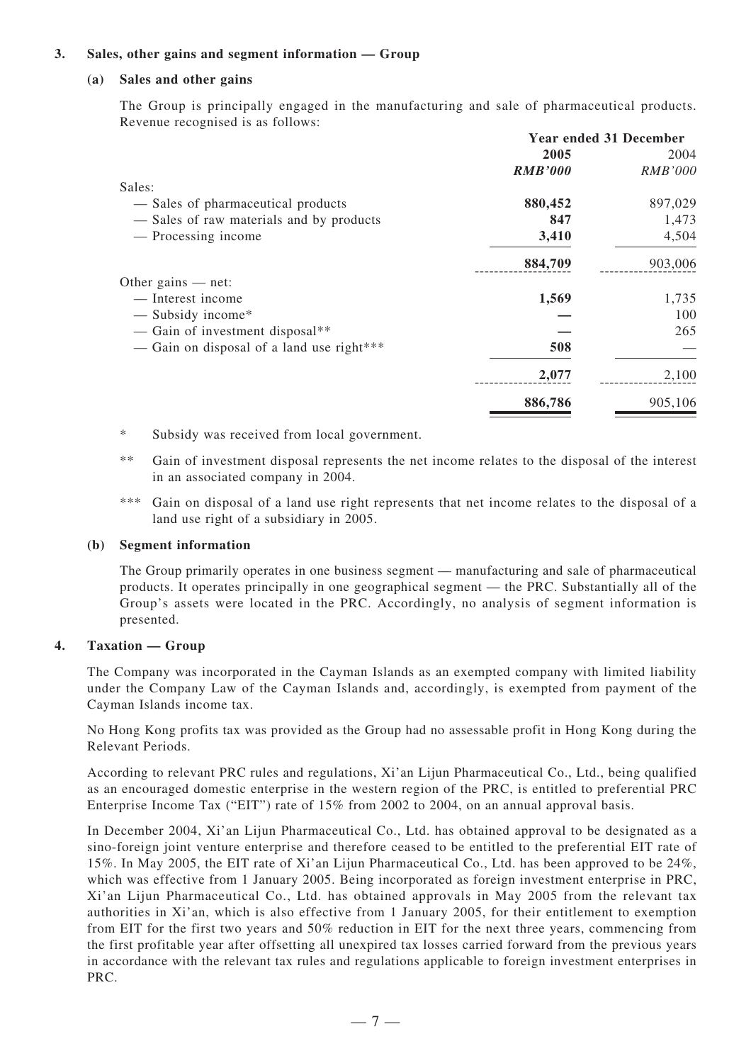### 3. Sales, other gains and segment information — Group

#### (a) Sales and other gains

The Group is principally engaged in the manufacturing and sale of pharmaceutical products. Revenue recognised is as follows:

| | Year ended 31 December | |
|---|---|---|
| | **2005** | 2004 |
| | ***RMB'000*** | *RMB'000* |
| Sales: | | |
| — Sales of pharmaceutical products | **880,452** | 897,029 |
| — Sales of raw materials and by products | **847** | 1,473 |
| — Processing income | **3,410** | 4,504 |
| | **884,709** | 903,006 |
| Other gains — net: | | |
| — Interest income | **1,569** | 1,735 |
| — Subsidy income* | **—** | 100 |
| — Gain of investment disposal** | **—** | 265 |
| — Gain on disposal of a land use right*** | **508** | — |
| | **2,077** | 2,100 |
| | **886,786** | 905,106 |

\* Subsidy was received from local government.

** Gain of investment disposal represents the net income relates to the disposal of the interest in an associated company in 2004.

*** Gain on disposal of a land use right represents that net income relates to the disposal of a land use right of a subsidiary in 2005.

#### (b) Segment information

The Group primarily operates in one business segment — manufacturing and sale of pharmaceutical products. It operates principally in one geographical segment — the PRC. Substantially all of the Group's assets were located in the PRC. Accordingly, no analysis of segment information is presented.

### 4. Taxation — Group

The Company was incorporated in the Cayman Islands as an exempted company with limited liability under the Company Law of the Cayman Islands and, accordingly, is exempted from payment of the Cayman Islands income tax.

No Hong Kong profits tax was provided as the Group had no assessable profit in Hong Kong during the Relevant Periods.

According to relevant PRC rules and regulations, Xi'an Lijun Pharmaceutical Co., Ltd., being qualified as an encouraged domestic enterprise in the western region of the PRC, is entitled to preferential PRC Enterprise Income Tax ("EIT") rate of 15% from 2002 to 2004, on an annual approval basis.

In December 2004, Xi'an Lijun Pharmaceutical Co., Ltd. has obtained approval to be designated as a sino-foreign joint venture enterprise and therefore ceased to be entitled to the preferential EIT rate of 15%. In May 2005, the EIT rate of Xi'an Lijun Pharmaceutical Co., Ltd. has been approved to be 24%, which was effective from 1 January 2005. Being incorporated as foreign investment enterprise in PRC, Xi'an Lijun Pharmaceutical Co., Ltd. has obtained approvals in May 2005 from the relevant tax authorities in Xi'an, which is also effective from 1 January 2005, for their entitlement to exemption from EIT for the first two years and 50% reduction in EIT for the next three years, commencing from the first profitable year after offsetting all unexpired tax losses carried forward from the previous years in accordance with the relevant tax rules and regulations applicable to foreign investment enterprises in PRC.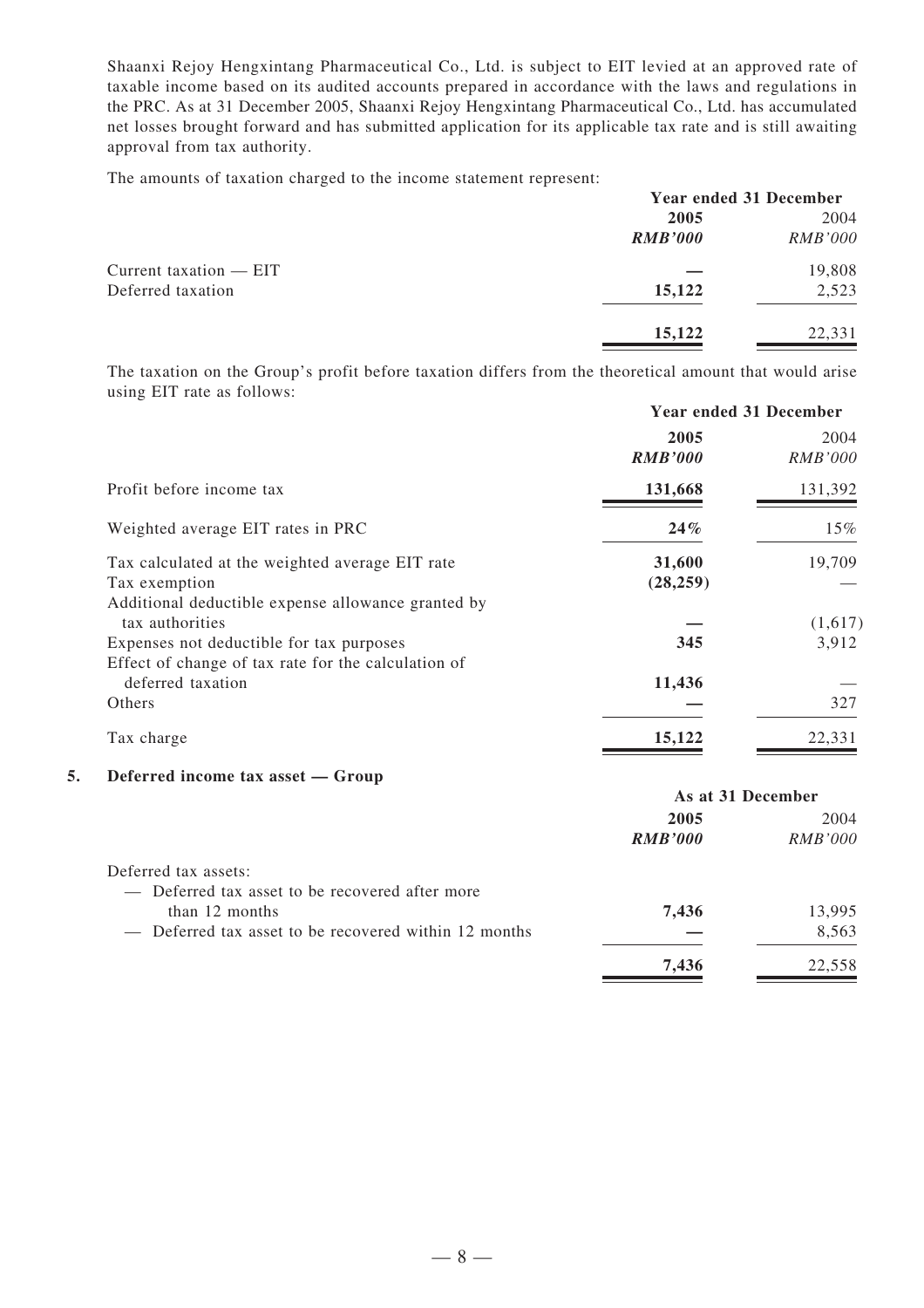Shaanxi Rejoy Hengxintang Pharmaceutical Co., Ltd. is subject to EIT levied at an approved rate of taxable income based on its audited accounts prepared in accordance with the laws and regulations in the PRC. As at 31 December 2005, Shaanxi Rejoy Hengxintang Pharmaceutical Co., Ltd. has accumulated net losses brought forward and has submitted application for its applicable tax rate and is still awaiting approval from tax authority.

The amounts of taxation charged to the income statement represent:

| | Year ended 31 December | |
|---|---|---|
| | **2005** | 2004 |
| | ***RMB'000*** | *RMB'000* |
| Current taxation — EIT | **—** | 19,808 |
| Deferred taxation | **15,122** | 2,523 |
| | **15,122** | 22,331 |

The taxation on the Group's profit before taxation differs from the theoretical amount that would arise using EIT rate as follows:

| | Year ended 31 December | |
|---|---|---|
| | **2005** | 2004 |
| | ***RMB'000*** | *RMB'000* |
| Profit before income tax | **131,668** | 131,392 |
| Weighted average EIT rates in PRC | **24%** | 15% |
| Tax calculated at the weighted average EIT rate | **31,600** | 19,709 |
| Tax exemption | **(28,259)** | — |
| Additional deductible expense allowance granted by tax authorities | **—** | (1,617) |
| Expenses not deductible for tax purposes | **345** | 3,912 |
| Effect of change of tax rate for the calculation of deferred taxation | **11,436** | — |
| Others | **—** | 327 |
| Tax charge | **15,122** | 22,331 |

## 5. Deferred income tax asset — Group

| | As at 31 December | |
|---|---|---|
| | **2005** | 2004 |
| | ***RMB'000*** | *RMB'000* |
| Deferred tax assets: | | |
| — Deferred tax asset to be recovered after more than 12 months | **7,436** | 13,995 |
| — Deferred tax asset to be recovered within 12 months | **—** | 8,563 |
| | **7,436** | 22,558 |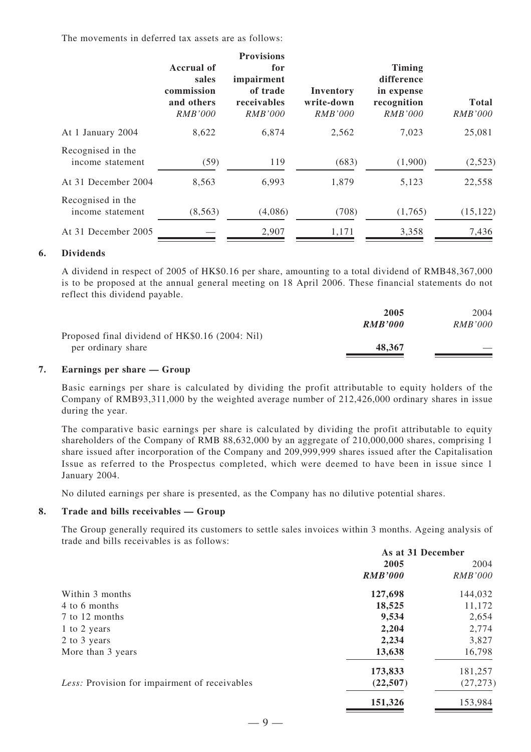The movements in deferred tax assets are as follows:

| | Accrual of sales commission and others | Provisions for impairment of trade receivables | Inventory write-down | Timing difference in expense recognition | Total |
|---|---|---|---|---|---|
| | *RMB'000* | *RMB'000* | *RMB'000* | *RMB'000* | *RMB'000* |
| At 1 January 2004 | 8,622 | 6,874 | 2,562 | 7,023 | 25,081 |
| Recognised in the income statement | (59) | 119 | (683) | (1,900) | (2,523) |
| At 31 December 2004 | 8,563 | 6,993 | 1,879 | 5,123 | 22,558 |
| Recognised in the income statement | (8,563) | (4,086) | (708) | (1,765) | (15,122) |
| At 31 December 2005 | — | 2,907 | 1,171 | 3,358 | 7,436 |

## 6. Dividends

A dividend in respect of 2005 of HK$0.16 per share, amounting to a total dividend of RMB48,367,000 is to be proposed at the annual general meeting on 18 April 2006. These financial statements do not reflect this dividend payable.

| | 2005 | 2004 |
|---|---|---|
| | ***RMB'000*** | *RMB'000* |
| Proposed final dividend of HK$0.16 (2004: Nil) per ordinary share | **48,367** | — |

## 7. Earnings per share — Group

Basic earnings per share is calculated by dividing the profit attributable to equity holders of the Company of RMB93,311,000 by the weighted average number of 212,426,000 ordinary shares in issue during the year.

The comparative basic earnings per share is calculated by dividing the profit attributable to equity shareholders of the Company of RMB 88,632,000 by an aggregate of 210,000,000 shares, comprising 1 share issued after incorporation of the Company and 209,999,999 shares issued after the Capitalisation Issue as referred to the Prospectus completed, which were deemed to have been in issue since 1 January 2004.

No diluted earnings per share is presented, as the Company has no dilutive potential shares.

## 8. Trade and bills receivables — Group

The Group generally required its customers to settle sales invoices within 3 months. Ageing analysis of trade and bills receivables is as follows:

| | As at 31 December | |
|---|---|---|
| | 2005 | 2004 |
| | ***RMB'000*** | *RMB'000* |
| Within 3 months | **127,698** | 144,032 |
| 4 to 6 months | **18,525** | 11,172 |
| 7 to 12 months | **9,534** | 2,654 |
| 1 to 2 years | **2,204** | 2,774 |
| 2 to 3 years | **2,234** | 3,827 |
| More than 3 years | **13,638** | 16,798 |
| | **173,833** | 181,257 |
| *Less:* Provision for impairment of receivables | **(22,507)** | (27,273) |
| | **151,326** | 153,984 |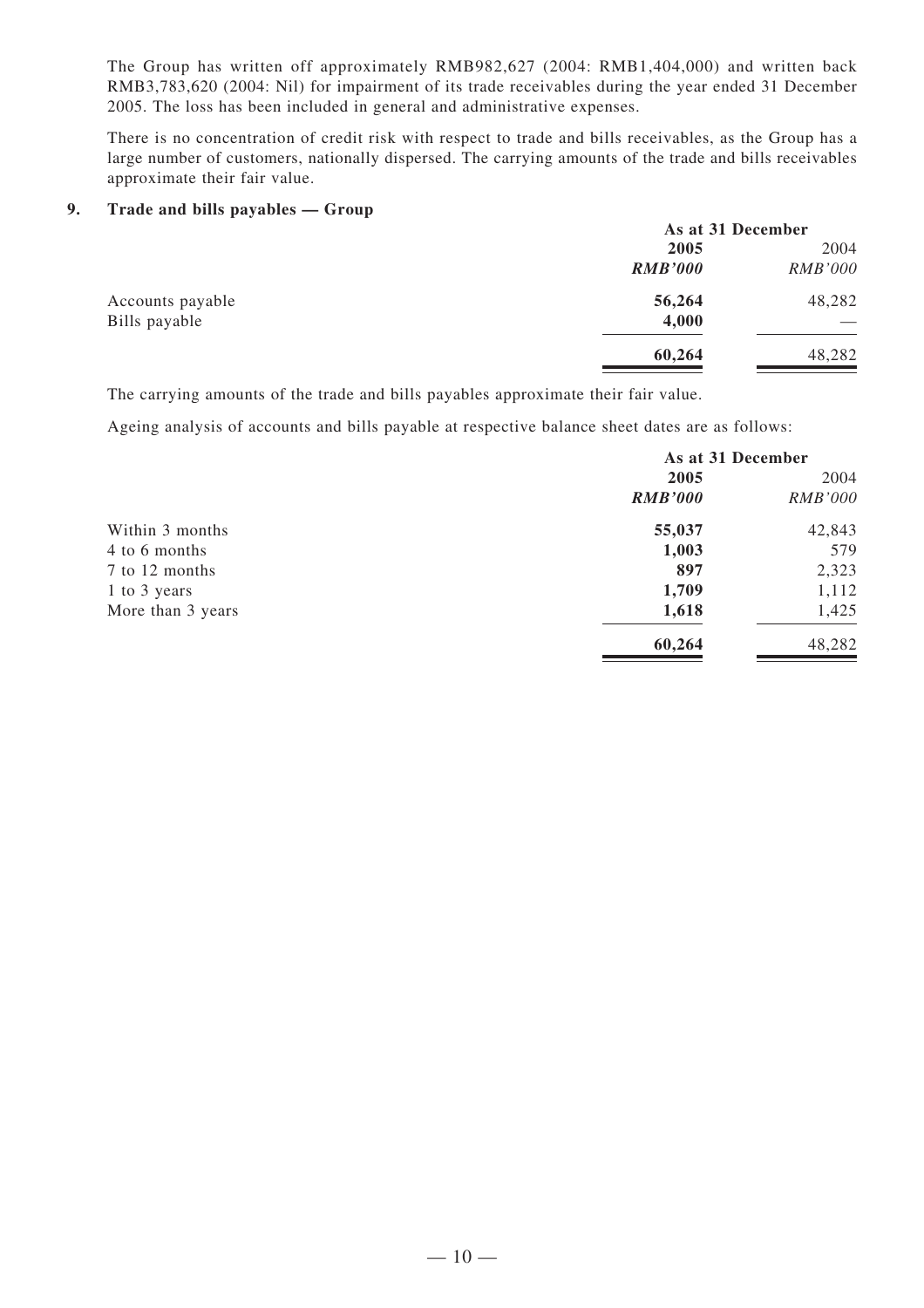The Group has written off approximately RMB982,627 (2004: RMB1,404,000) and written back RMB3,783,620 (2004: Nil) for impairment of its trade receivables during the year ended 31 December 2005. The loss has been included in general and administrative expenses.

There is no concentration of credit risk with respect to trade and bills receivables, as the Group has a large number of customers, nationally dispersed. The carrying amounts of the trade and bills receivables approximate their fair value.

## 9. Trade and bills payables — Group

| | As at 31 December | |
|---|---|---|
| | **2005** | 2004 |
| | ***RMB'000*** | *RMB'000* |
| Accounts payable | **56,264** | 48,282 |
| Bills payable | **4,000** | — |
| | **60,264** | 48,282 |

The carrying amounts of the trade and bills payables approximate their fair value.

Ageing analysis of accounts and bills payable at respective balance sheet dates are as follows:

| | As at 31 December | |
|---|---|---|
| | **2005** | 2004 |
| | ***RMB'000*** | *RMB'000* |
| Within 3 months | **55,037** | 42,843 |
| 4 to 6 months | **1,003** | 579 |
| 7 to 12 months | **897** | 2,323 |
| 1 to 3 years | **1,709** | 1,112 |
| More than 3 years | **1,618** | 1,425 |
| | **60,264** | 48,282 |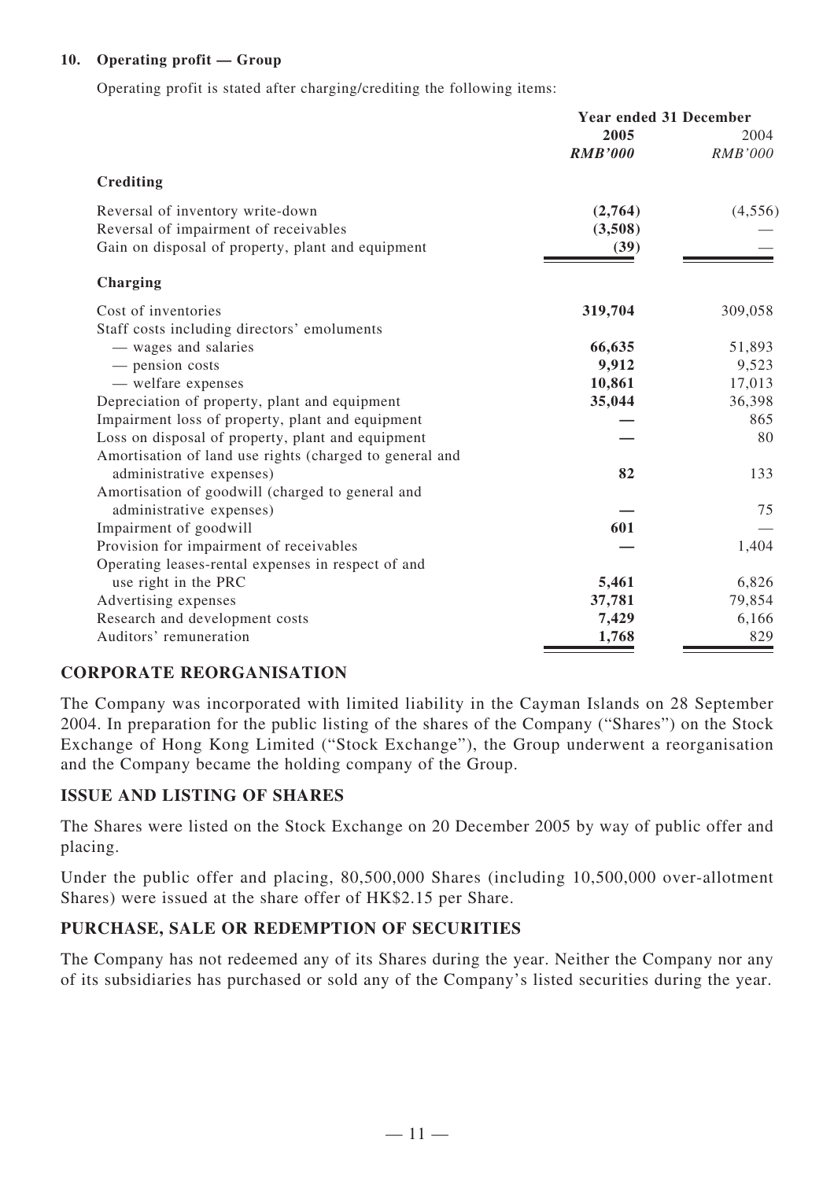**10. Operating profit — Group**

Operating profit is stated after charging/crediting the following items:

| | Year ended 31 December | |
|---|---|---|
| | **2005** | 2004 |
| | ***RMB'000*** | *RMB'000* |
| **Crediting** | | |
| Reversal of inventory write-down | **(2,764)** | (4,556) |
| Reversal of impairment of receivables | **(3,508)** | — |
| Gain on disposal of property, plant and equipment | **(39)** | — |
| **Charging** | | |
| Cost of inventories | **319,704** | 309,058 |
| Staff costs including directors' emoluments | | |
| — wages and salaries | **66,635** | 51,893 |
| — pension costs | **9,912** | 9,523 |
| — welfare expenses | **10,861** | 17,013 |
| Depreciation of property, plant and equipment | **35,044** | 36,398 |
| Impairment loss of property, plant and equipment | **—** | 865 |
| Loss on disposal of property, plant and equipment | **—** | 80 |
| Amortisation of land use rights (charged to general and administrative expenses) | **82** | 133 |
| Amortisation of goodwill (charged to general and administrative expenses) | **—** | 75 |
| Impairment of goodwill | **601** | — |
| Provision for impairment of receivables | **—** | 1,404 |
| Operating leases-rental expenses in respect of and use right in the PRC | **5,461** | 6,826 |
| Advertising expenses | **37,781** | 79,854 |
| Research and development costs | **7,429** | 6,166 |
| Auditors' remuneration | **1,768** | 829 |

## CORPORATE REORGANISATION

The Company was incorporated with limited liability in the Cayman Islands on 28 September 2004. In preparation for the public listing of the shares of the Company ("Shares") on the Stock Exchange of Hong Kong Limited ("Stock Exchange"), the Group underwent a reorganisation and the Company became the holding company of the Group.

## ISSUE AND LISTING OF SHARES

The Shares were listed on the Stock Exchange on 20 December 2005 by way of public offer and placing.

Under the public offer and placing, 80,500,000 Shares (including 10,500,000 over-allotment Shares) were issued at the share offer of HK$2.15 per Share.

## PURCHASE, SALE OR REDEMPTION OF SECURITIES

The Company has not redeemed any of its Shares during the year. Neither the Company nor any of its subsidiaries has purchased or sold any of the Company's listed securities during the year.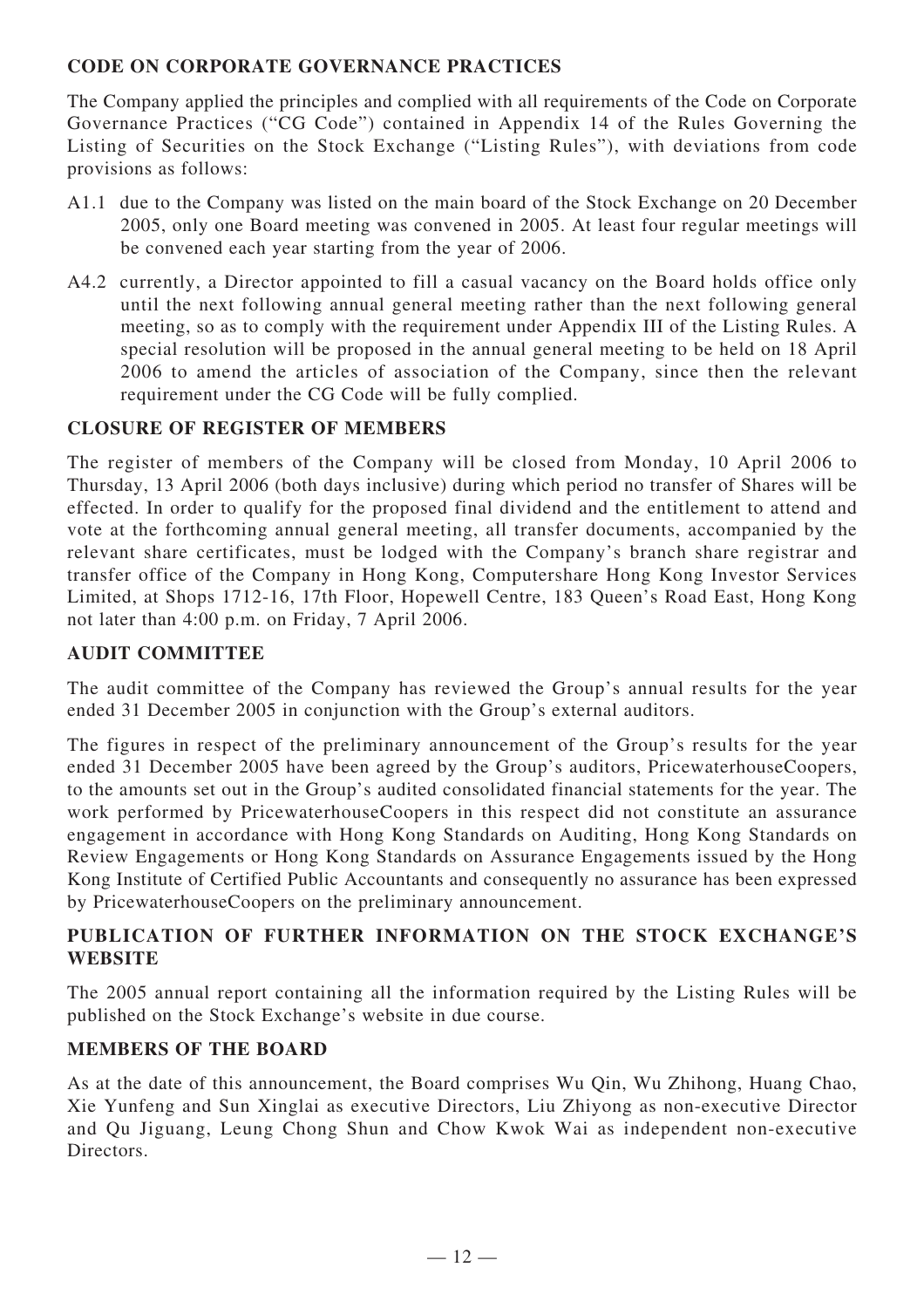## CODE ON CORPORATE GOVERNANCE PRACTICES

The Company applied the principles and complied with all requirements of the Code on Corporate Governance Practices ("CG Code") contained in Appendix 14 of the Rules Governing the Listing of Securities on the Stock Exchange ("Listing Rules"), with deviations from code provisions as follows:

- A1.1 due to the Company was listed on the main board of the Stock Exchange on 20 December 2005, only one Board meeting was convened in 2005. At least four regular meetings will be convened each year starting from the year of 2006.
- A4.2 currently, a Director appointed to fill a casual vacancy on the Board holds office only until the next following annual general meeting rather than the next following general meeting, so as to comply with the requirement under Appendix III of the Listing Rules. A special resolution will be proposed in the annual general meeting to be held on 18 April 2006 to amend the articles of association of the Company, since then the relevant requirement under the CG Code will be fully complied.

## CLOSURE OF REGISTER OF MEMBERS

The register of members of the Company will be closed from Monday, 10 April 2006 to Thursday, 13 April 2006 (both days inclusive) during which period no transfer of Shares will be effected. In order to qualify for the proposed final dividend and the entitlement to attend and vote at the forthcoming annual general meeting, all transfer documents, accompanied by the relevant share certificates, must be lodged with the Company's branch share registrar and transfer office of the Company in Hong Kong, Computershare Hong Kong Investor Services Limited, at Shops 1712-16, 17th Floor, Hopewell Centre, 183 Queen's Road East, Hong Kong not later than 4:00 p.m. on Friday, 7 April 2006.

## AUDIT COMMITTEE

The audit committee of the Company has reviewed the Group's annual results for the year ended 31 December 2005 in conjunction with the Group's external auditors.

The figures in respect of the preliminary announcement of the Group's results for the year ended 31 December 2005 have been agreed by the Group's auditors, PricewaterhouseCoopers, to the amounts set out in the Group's audited consolidated financial statements for the year. The work performed by PricewaterhouseCoopers in this respect did not constitute an assurance engagement in accordance with Hong Kong Standards on Auditing, Hong Kong Standards on Review Engagements or Hong Kong Standards on Assurance Engagements issued by the Hong Kong Institute of Certified Public Accountants and consequently no assurance has been expressed by PricewaterhouseCoopers on the preliminary announcement.

## PUBLICATION OF FURTHER INFORMATION ON THE STOCK EXCHANGE'S WEBSITE

The 2005 annual report containing all the information required by the Listing Rules will be published on the Stock Exchange's website in due course.

## MEMBERS OF THE BOARD

As at the date of this announcement, the Board comprises Wu Qin, Wu Zhihong, Huang Chao, Xie Yunfeng and Sun Xinglai as executive Directors, Liu Zhiyong as non-executive Director and Qu Jiguang, Leung Chong Shun and Chow Kwok Wai as independent non-executive Directors.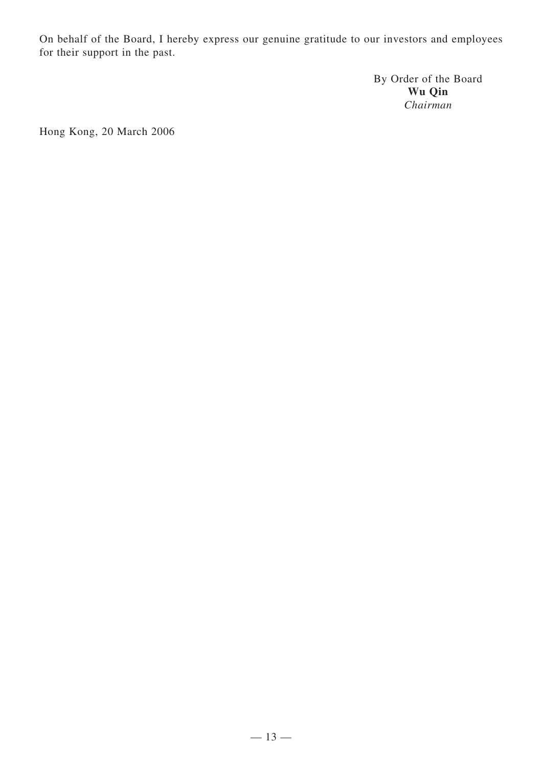On behalf of the Board, I hereby express our genuine gratitude to our investors and employees for their support in the past.

By Order of the Board
**Wu Qin**
*Chairman*

Hong Kong, 20 March 2006